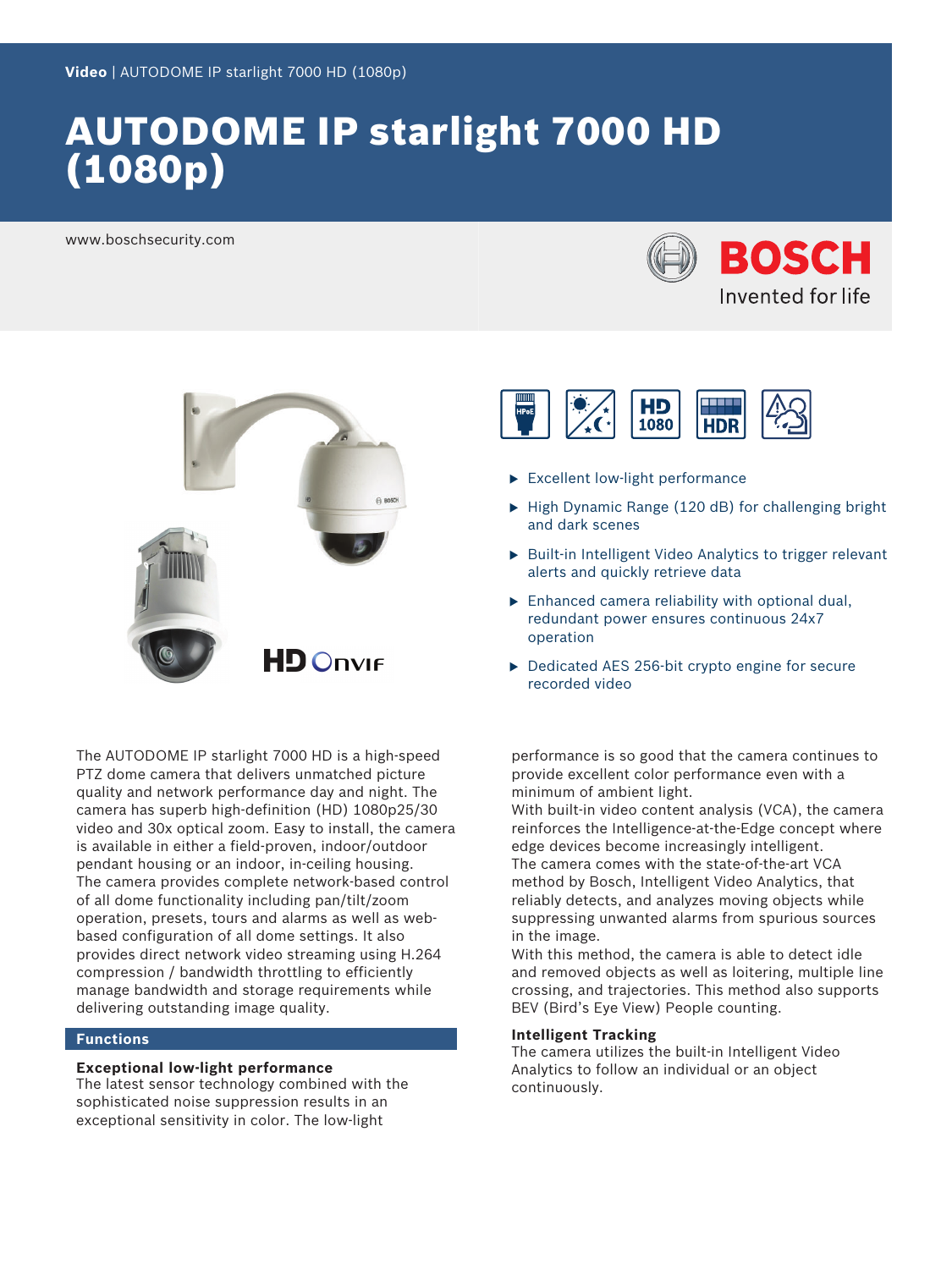Video | AUTODOME IP starlight 7000 HD (1080p)

# AUTODOME IP starlight 7000 HD (1080p)

www.boschsecurity.com

- Excellent low-light performance
- High Dynamic Range (120 dB) for challenging bright and dark scenes
- Built-in Intelligent Video Analytics to trigger relevant alerts and quickly retrieve data
- Enhanced camera reliability with optional dual, redundant power ensures continuous 24x7 operation
- Dedicated AES 256-bit crypto engine for secure recorded video

The AUTODOME IP starlight 7000 HD is a high-speed PTZ dome camera that delivers unmatched picture quality and network performance day and night. The camera has superb high-definition (HD) 1080p25/30 video and 30x optical zoom. Easy to install, the camera is available in either a field-proven, indoor/outdoor pendant housing or an indoor, in-ceiling housing. The camera provides complete network-based control of all dome functionality including pan/tilt/zoom operation, presets, tours and alarms as well as web-based configuration of all dome settings. It also provides direct network video streaming using H.264 compression / bandwidth throttling to efficiently manage bandwidth and storage requirements while delivering outstanding image quality.

## Functions

**Exceptional low-light performance**
The latest sensor technology combined with the sophisticated noise suppression results in an exceptional sensitivity in color. The low-light performance is so good that the camera continues to provide excellent color performance even with a minimum of ambient light.
With built-in video content analysis (VCA), the camera reinforces the Intelligence-at-the-Edge concept where edge devices become increasingly intelligent.
The camera comes with the state-of-the-art VCA method by Bosch, Intelligent Video Analytics, that reliably detects, and analyzes moving objects while suppressing unwanted alarms from spurious sources in the image.
With this method, the camera is able to detect idle and removed objects as well as loitering, multiple line crossing, and trajectories. This method also supports BEV (Bird's Eye View) People counting.

**Intelligent Tracking**
The camera utilizes the built-in Intelligent Video Analytics to follow an individual or an object continuously.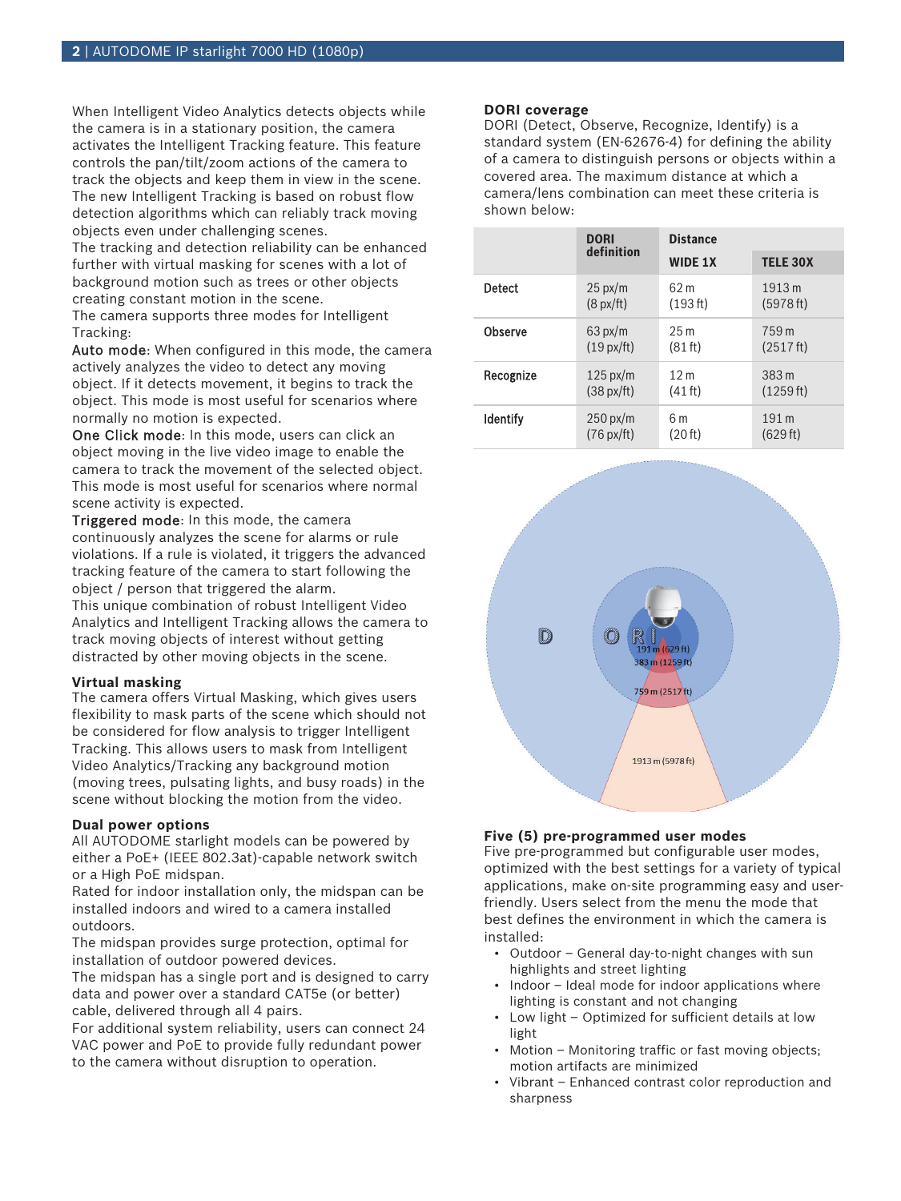When Intelligent Video Analytics detects objects while the camera is in a stationary position, the camera activates the Intelligent Tracking feature. This feature controls the pan/tilt/zoom actions of the camera to track the objects and keep them in view in the scene. The new Intelligent Tracking is based on robust flow detection algorithms which can reliably track moving objects even under challenging scenes.
The tracking and detection reliability can be enhanced further with virtual masking for scenes with a lot of background motion such as trees or other objects creating constant motion in the scene.
The camera supports three modes for Intelligent Tracking:
Auto mode: When configured in this mode, the camera actively analyzes the video to detect any moving object. If it detects movement, it begins to track the object. This mode is most useful for scenarios where normally no motion is expected.
One Click mode: In this mode, users can click an object moving in the live video image to enable the camera to track the movement of the selected object. This mode is most useful for scenarios where normal scene activity is expected.
Triggered mode: In this mode, the camera continuously analyzes the scene for alarms or rule violations. If a rule is violated, it triggers the advanced tracking feature of the camera to start following the object / person that triggered the alarm.
This unique combination of robust Intelligent Video Analytics and Intelligent Tracking allows the camera to track moving objects of interest without getting distracted by other moving objects in the scene.

### Virtual masking

The camera offers Virtual Masking, which gives users flexibility to mask parts of the scene which should not be considered for flow analysis to trigger Intelligent Tracking. This allows users to mask from Intelligent Video Analytics/Tracking any background motion (moving trees, pulsating lights, and busy roads) in the scene without blocking the motion from the video.

### Dual power options

All AUTODOME starlight models can be powered by either a PoE+ (IEEE 802.3at)-capable network switch or a High PoE midspan.
Rated for indoor installation only, the midspan can be installed indoors and wired to a camera installed outdoors.
The midspan provides surge protection, optimal for installation of outdoor powered devices.
The midspan has a single port and is designed to carry data and power over a standard CAT5e (or better) cable, delivered through all 4 pairs.
For additional system reliability, users can connect 24 VAC power and PoE to provide fully redundant power to the camera without disruption to operation.

### DORI coverage

DORI (Detect, Observe, Recognize, Identify) is a standard system (EN-62676-4) for defining the ability of a camera to distinguish persons or objects within a covered area. The maximum distance at which a camera/lens combination can meet these criteria is shown below:

| | DORI definition | Distance | |
|---|---|---|---|
| | | WIDE 1X | TELE 30X |
| Detect | 25 px/m (8 px/ft) | 62 m (193 ft) | 1913 m (5978 ft) |
| Observe | 63 px/m (19 px/ft) | 25 m (81 ft) | 759 m (2517 ft) |
| Recognize | 125 px/m (38 px/ft) | 12 m (41 ft) | 383 m (1259 ft) |
| Identify | 250 px/m (76 px/ft) | 6 m (20 ft) | 191 m (629 ft) |

### Five (5) pre-programmed user modes

Five pre-programmed but configurable user modes, optimized with the best settings for a variety of typical applications, make on-site programming easy and user-friendly. Users select from the menu the mode that best defines the environment in which the camera is installed:

- Outdoor – General day-to-night changes with sun highlights and street lighting
- Indoor – Ideal mode for indoor applications where lighting is constant and not changing
- Low light – Optimized for sufficient details at low light
- Motion – Monitoring traffic or fast moving objects; motion artifacts are minimized
- Vibrant – Enhanced contrast color reproduction and sharpness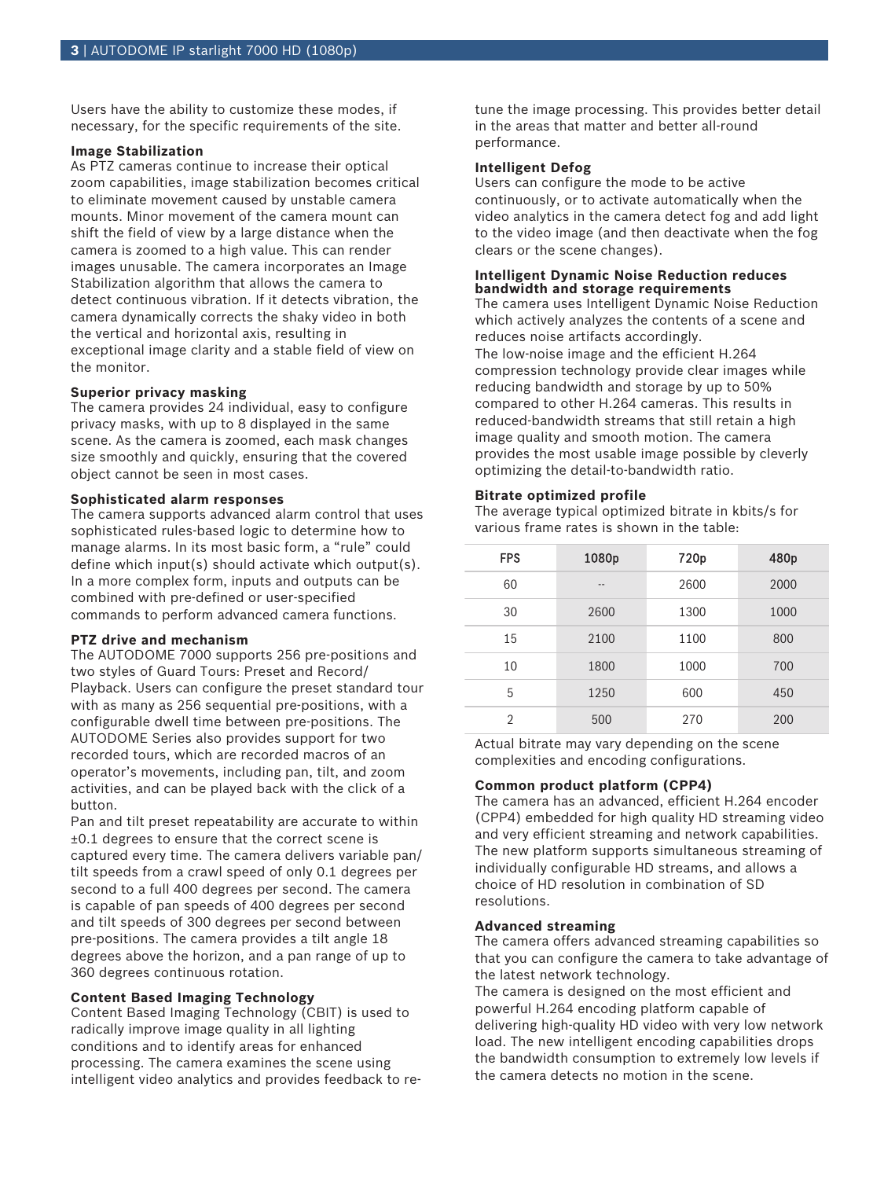Users have the ability to customize these modes, if necessary, for the specific requirements of the site.

### Image Stabilization

As PTZ cameras continue to increase their optical zoom capabilities, image stabilization becomes critical to eliminate movement caused by unstable camera mounts. Minor movement of the camera mount can shift the field of view by a large distance when the camera is zoomed to a high value. This can render images unusable. The camera incorporates an Image Stabilization algorithm that allows the camera to detect continuous vibration. If it detects vibration, the camera dynamically corrects the shaky video in both the vertical and horizontal axis, resulting in exceptional image clarity and a stable field of view on the monitor.

### Superior privacy masking

The camera provides 24 individual, easy to configure privacy masks, with up to 8 displayed in the same scene. As the camera is zoomed, each mask changes size smoothly and quickly, ensuring that the covered object cannot be seen in most cases.

### Sophisticated alarm responses

The camera supports advanced alarm control that uses sophisticated rules-based logic to determine how to manage alarms. In its most basic form, a “rule” could define which input(s) should activate which output(s). In a more complex form, inputs and outputs can be combined with pre-defined or user-specified commands to perform advanced camera functions.

### PTZ drive and mechanism

The AUTODOME 7000 supports 256 pre-positions and two styles of Guard Tours: Preset and Record/Playback. Users can configure the preset standard tour with as many as 256 sequential pre-positions, with a configurable dwell time between pre-positions. The AUTODOME Series also provides support for two recorded tours, which are recorded macros of an operator’s movements, including pan, tilt, and zoom activities, and can be played back with the click of a button.

Pan and tilt preset repeatability are accurate to within ±0.1 degrees to ensure that the correct scene is captured every time. The camera delivers variable pan/tilt speeds from a crawl speed of only 0.1 degrees per second to a full 400 degrees per second. The camera is capable of pan speeds of 400 degrees per second and tilt speeds of 300 degrees per second between pre-positions. The camera provides a tilt angle 18 degrees above the horizon, and a pan range of up to 360 degrees continuous rotation.

### Content Based Imaging Technology

Content Based Imaging Technology (CBIT) is used to radically improve image quality in all lighting conditions and to identify areas for enhanced processing. The camera examines the scene using intelligent video analytics and provides feedback to re-tune the image processing. This provides better detail in the areas that matter and better all-round performance.

### Intelligent Defog

Users can configure the mode to be active continuously, or to activate automatically when the video analytics in the camera detect fog and add light to the video image (and then deactivate when the fog clears or the scene changes).

### Intelligent Dynamic Noise Reduction reduces bandwidth and storage requirements

The camera uses Intelligent Dynamic Noise Reduction which actively analyzes the contents of a scene and reduces noise artifacts accordingly.

The low-noise image and the efficient H.264 compression technology provide clear images while reducing bandwidth and storage by up to 50% compared to other H.264 cameras. This results in reduced-bandwidth streams that still retain a high image quality and smooth motion. The camera provides the most usable image possible by cleverly optimizing the detail-to-bandwidth ratio.

### Bitrate optimized profile

The average typical optimized bitrate in kbits/s for various frame rates is shown in the table:

| FPS | 1080p | 720p | 480p |
|---|---|---|---|
| 60 | -- | 2600 | 2000 |
| 30 | 2600 | 1300 | 1000 |
| 15 | 2100 | 1100 | 800 |
| 10 | 1800 | 1000 | 700 |
| 5 | 1250 | 600 | 450 |
| 2 | 500 | 270 | 200 |

Actual bitrate may vary depending on the scene complexities and encoding configurations.

### Common product platform (CPP4)

The camera has an advanced, efficient H.264 encoder (CPP4) embedded for high quality HD streaming video and very efficient streaming and network capabilities. The new platform supports simultaneous streaming of individually configurable HD streams, and allows a choice of HD resolution in combination of SD resolutions.

### Advanced streaming

The camera offers advanced streaming capabilities so that you can configure the camera to take advantage of the latest network technology.

The camera is designed on the most efficient and powerful H.264 encoding platform capable of delivering high-quality HD video with very low network load. The new intelligent encoding capabilities drops the bandwidth consumption to extremely low levels if the camera detects no motion in the scene.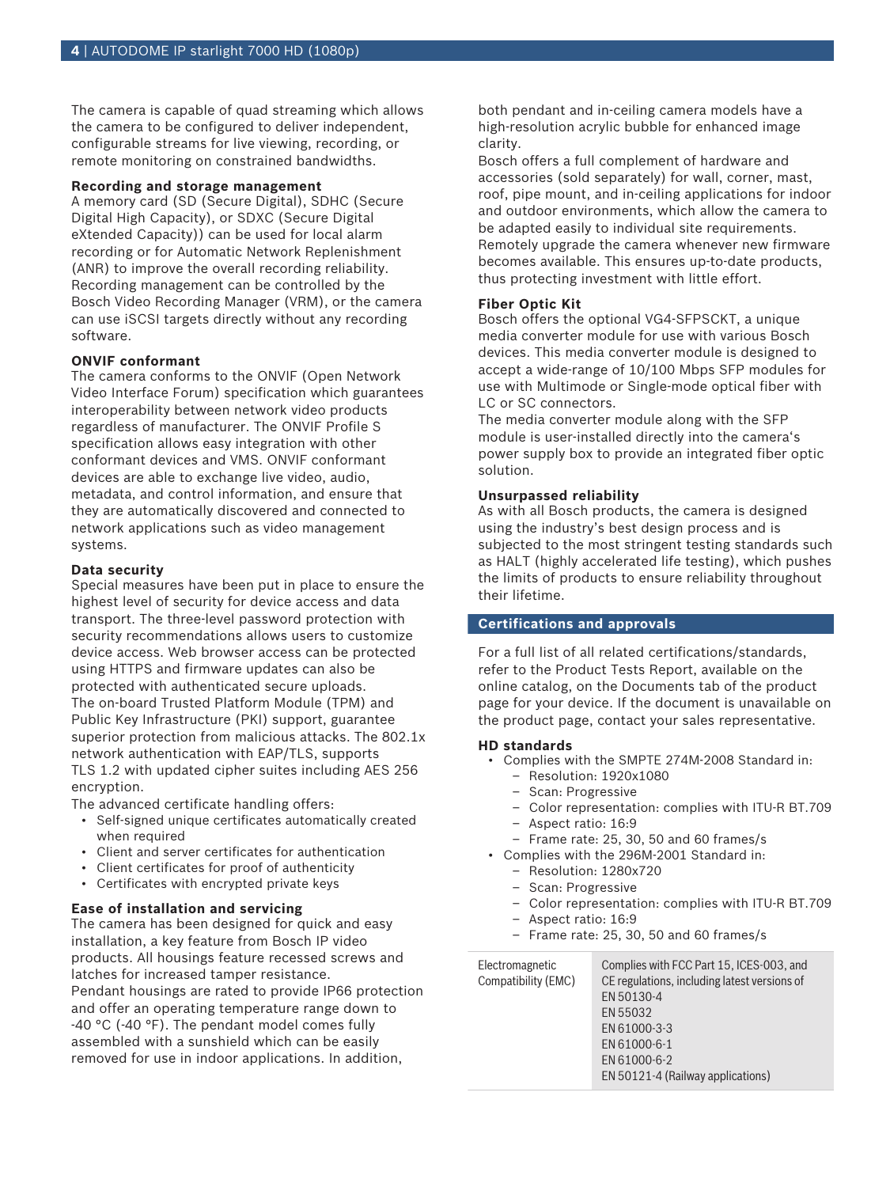The camera is capable of quad streaming which allows the camera to be configured to deliver independent, configurable streams for live viewing, recording, or remote monitoring on constrained bandwidths.

**Recording and storage management**

A memory card (SD (Secure Digital), SDHC (Secure Digital High Capacity), or SDXC (Secure Digital eXtended Capacity)) can be used for local alarm recording or for Automatic Network Replenishment (ANR) to improve the overall recording reliability. Recording management can be controlled by the Bosch Video Recording Manager (VRM), or the camera can use iSCSI targets directly without any recording software.

**ONVIF conformant**

The camera conforms to the ONVIF (Open Network Video Interface Forum) specification which guarantees interoperability between network video products regardless of manufacturer. The ONVIF Profile S specification allows easy integration with other conformant devices and VMS. ONVIF conformant devices are able to exchange live video, audio, metadata, and control information, and ensure that they are automatically discovered and connected to network applications such as video management systems.

**Data security**

Special measures have been put in place to ensure the highest level of security for device access and data transport. The three-level password protection with security recommendations allows users to customize device access. Web browser access can be protected using HTTPS and firmware updates can also be protected with authenticated secure uploads.
The on-board Trusted Platform Module (TPM) and Public Key Infrastructure (PKI) support, guarantee superior protection from malicious attacks. The 802.1x network authentication with EAP/TLS, supports TLS 1.2 with updated cipher suites including AES 256 encryption.
The advanced certificate handling offers:

- Self-signed unique certificates automatically created when required
- Client and server certificates for authentication
- Client certificates for proof of authenticity
- Certificates with encrypted private keys

**Ease of installation and servicing**

The camera has been designed for quick and easy installation, a key feature from Bosch IP video products. All housings feature recessed screws and latches for increased tamper resistance.
Pendant housings are rated to provide IP66 protection and offer an operating temperature range down to -40 °C (-40 °F). The pendant model comes fully assembled with a sunshield which can be easily removed for use in indoor applications. In addition, both pendant and in-ceiling camera models have a high-resolution acrylic bubble for enhanced image clarity.
Bosch offers a full complement of hardware and accessories (sold separately) for wall, corner, mast, roof, pipe mount, and in-ceiling applications for indoor and outdoor environments, which allow the camera to be adapted easily to individual site requirements.
Remotely upgrade the camera whenever new firmware becomes available. This ensures up-to-date products, thus protecting investment with little effort.

**Fiber Optic Kit**

Bosch offers the optional VG4-SFPSCKT, a unique media converter module for use with various Bosch devices. This media converter module is designed to accept a wide-range of 10/100 Mbps SFP modules for use with Multimode or Single-mode optical fiber with LC or SC connectors.
The media converter module along with the SFP module is user-installed directly into the camera's power supply box to provide an integrated fiber optic solution.

**Unsurpassed reliability**

As with all Bosch products, the camera is designed using the industry's best design process and is subjected to the most stringent testing standards such as HALT (highly accelerated life testing), which pushes the limits of products to ensure reliability throughout their lifetime.

## Certifications and approvals

For a full list of all related certifications/standards, refer to the Product Tests Report, available on the online catalog, on the Documents tab of the product page for your device. If the document is unavailable on the product page, contact your sales representative.

**HD standards**

- Complies with the SMPTE 274M-2008 Standard in:
  - Resolution: 1920x1080
  - Scan: Progressive
  - Color representation: complies with ITU-R BT.709
  - Aspect ratio: 16:9
  - Frame rate: 25, 30, 50 and 60 frames/s
- Complies with the 296M-2001 Standard in:
  - Resolution: 1280x720
  - Scan: Progressive
  - Color representation: complies with ITU-R BT.709
  - Aspect ratio: 16:9
  - Frame rate: 25, 30, 50 and 60 frames/s

| | |
|---|---|
| Electromagnetic Compatibility (EMC) | Complies with FCC Part 15, ICES-003, and CE regulations, including latest versions of<br>EN 50130-4<br>EN 55032<br>EN 61000-3-3<br>EN 61000-6-1<br>EN 61000-6-2<br>EN 50121-4 (Railway applications) |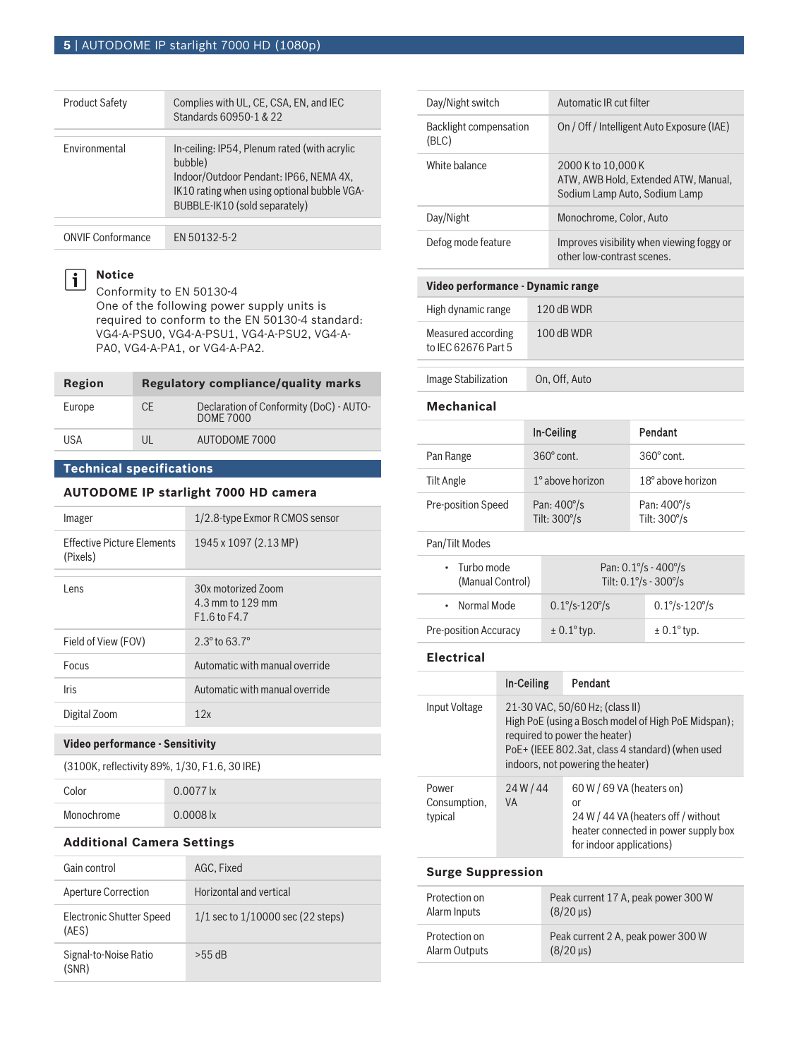| | |
|---|---|
| Product Safety | Complies with UL, CE, CSA, EN, and IEC Standards 60950-1 & 22 |
| Environmental | In-ceiling: IP54, Plenum rated (with acrylic bubble)<br>Indoor/Outdoor Pendant: IP66, NEMA 4X, IK10 rating when using optional bubble VGA-BUBBLE-IK10 (sold separately) |
| ONVIF Conformance | EN 50132-5-2 |

**Notice**

Conformity to EN 50130-4
One of the following power supply units is required to conform to the EN 50130-4 standard: VG4-A-PSU0, VG4-A-PSU1, VG4-A-PSU2, VG4-A-PA0, VG4-A-PA1, or VG4-A-PA2.

| Region | Regulatory compliance/quality marks | |
|---|---|---|
| Europe | CE | Declaration of Conformity (DoC) - AUTODOME 7000 |
| USA | UL | AUTODOME 7000 |

## Technical specifications

### AUTODOME IP starlight 7000 HD camera

| | |
|---|---|
| Imager | 1/2.8-type Exmor R CMOS sensor |
| Effective Picture Elements (Pixels) | 1945 x 1097 (2.13 MP) |
| Lens | 30x motorized Zoom<br>4.3 mm to 129 mm<br>F1.6 to F4.7 |
| Field of View (FOV) | 2.3° to 63.7° |
| Focus | Automatic with manual override |
| Iris | Automatic with manual override |
| Digital Zoom | 12x |

**Video performance - Sensitivity**

(3100K, reflectivity 89%, 1/30, F1.6, 30 IRE)

| | |
|---|---|
| Color | 0.0077 lx |
| Monochrome | 0.0008 lx |

### Additional Camera Settings

| | |
|---|---|
| Gain control | AGC, Fixed |
| Aperture Correction | Horizontal and vertical |
| Electronic Shutter Speed (AES) | 1/1 sec to 1/10000 sec (22 steps) |
| Signal-to-Noise Ratio (SNR) | >55 dB |
| Day/Night switch | Automatic IR cut filter |
| Backlight compensation (BLC) | On / Off / Intelligent Auto Exposure (IAE) |
| White balance | 2000 K to 10,000 K<br>ATW, AWB Hold, Extended ATW, Manual, Sodium Lamp Auto, Sodium Lamp |
| Day/Night | Monochrome, Color, Auto |
| Defog mode feature | Improves visibility when viewing foggy or other low-contrast scenes. |

**Video performance - Dynamic range**

| | |
|---|---|
| High dynamic range | 120 dB WDR |
| Measured according to IEC 62676 Part 5 | 100 dB WDR |

| | |
|---|---|
| Image Stabilization | On, Off, Auto |

### Mechanical

| | In-Ceiling | Pendant |
|---|---|---|
| Pan Range | 360° cont. | 360° cont. |
| Tilt Angle | 1° above horizon | 18° above horizon |
| Pre-position Speed | Pan: 400°/s<br>Tilt: 300°/s | Pan: 400°/s<br>Tilt: 300°/s |
| Pan/Tilt Modes | | |
| • Turbo mode (Manual Control) | Pan: 0.1°/s - 400°/s<br>Tilt: 0.1°/s - 300°/s | |
| • Normal Mode | 0.1°/s-120°/s | 0.1°/s-120°/s |
| Pre-position Accuracy | ± 0.1° typ. | ± 0.1° typ. |

### Electrical

| | In-Ceiling | Pendant |
|---|---|---|
| Input Voltage | 21-30 VAC, 50/60 Hz; (class II)<br>High PoE (using a Bosch model of High PoE Midspan); required to power the heater)<br>PoE+ (IEEE 802.3at, class 4 standard) (when used indoors, not powering the heater) | |
| Power Consumption, typical | 24 W / 44 VA | 60 W / 69 VA (heaters on)<br>or<br>24 W / 44 VA (heaters off / without heater connected in power supply box for indoor applications) |

### Surge Suppression

| | |
|---|---|
| Protection on Alarm Inputs | Peak current 17 A, peak power 300 W (8/20 µs) |
| Protection on Alarm Outputs | Peak current 2 A, peak power 300 W (8/20 µs) |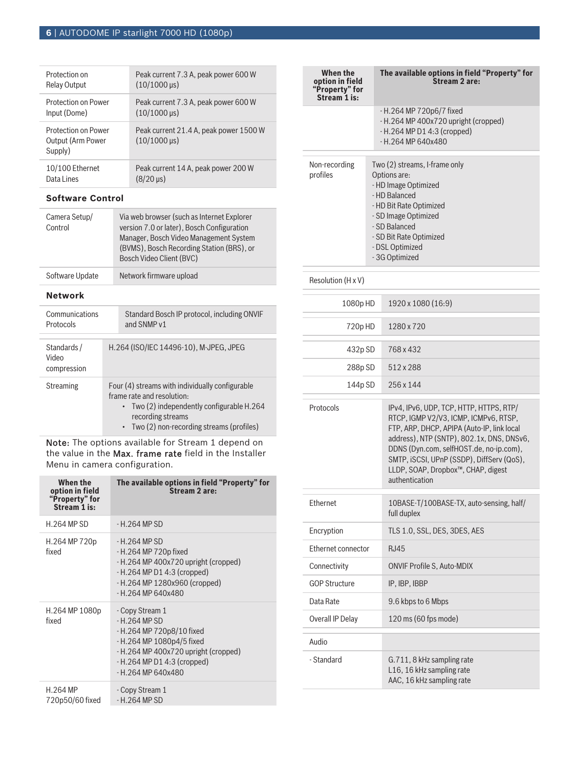| | |
|---|---|
| Protection on Relay Output | Peak current 7.3 A, peak power 600 W (10/1000 µs) |
| Protection on Power Input (Dome) | Peak current 7.3 A, peak power 600 W (10/1000 µs) |
| Protection on Power Output (Arm Power Supply) | Peak current 21.4 A, peak power 1500 W (10/1000 µs) |
| 10/100 Ethernet Data Lines | Peak current 14 A, peak power 200 W (8/20 µs) |

### Software Control

| | |
|---|---|
| Camera Setup/ Control | Via web browser (such as Internet Explorer version 7.0 or later), Bosch Configuration Manager, Bosch Video Management System (BVMS), Bosch Recording Station (BRS), or Bosch Video Client (BVC) |
| Software Update | Network firmware upload |

### Network

| | |
|---|---|
| Communications Protocols | Standard Bosch IP protocol, including ONVIF and SNMP v1 |

| | |
|---|---|
| Standards / Video compression | H.264 (ISO/IEC 14496-10), M-JPEG, JPEG |
| Streaming | Four (4) streams with individually configurable frame rate and resolution:<br>• Two (2) independently configurable H.264 recording streams<br>• Two (2) non-recording streams (profiles) |

Note: The options available for Stream 1 depend on the value in the Max. frame rate field in the Installer Menu in camera configuration.

| When the option in field "Property" for Stream 1 is: | The available options in field "Property" for Stream 2 are: |
|---|---|
| H.264 MP SD | - H.264 MP SD |
| H.264 MP 720p fixed | - H.264 MP SD<br>- H.264 MP 720p fixed<br>- H.264 MP 400x720 upright (cropped)<br>- H.264 MP D1 4:3 (cropped)<br>- H.264 MP 1280x960 (cropped)<br>- H.264 MP 640x480 |
| H.264 MP 1080p fixed | - Copy Stream 1<br>- H.264 MP SD<br>- H.264 MP 720p8/10 fixed<br>- H.264 MP 1080p4/5 fixed<br>- H.264 MP 400x720 upright (cropped)<br>- H.264 MP D1 4:3 (cropped)<br>- H.264 MP 640x480 |
| H.264 MP 720p50/60 fixed | - Copy Stream 1<br>- H.264 MP SD<br>- H.264 MP 720p6/7 fixed<br>- H.264 MP 400x720 upright (cropped)<br>- H.264 MP D1 4:3 (cropped)<br>- H.264 MP 640x480 |

| | |
|---|---|
| Non-recording profiles | Two (2) streams, I-frame only<br>Options are:<br>- HD Image Optimized<br>- HD Balanced<br>- HD Bit Rate Optimized<br>- SD Image Optimized<br>- SD Balanced<br>- SD Bit Rate Optimized<br>- DSL Optimized<br>- 3G Optimized |
| Resolution (H x V) | |
| 1080p HD | 1920 x 1080 (16:9) |
| 720p HD | 1280 x 720 |
| 432p SD | 768 x 432 |
| 288p SD | 512 x 288 |
| 144p SD | 256 x 144 |
| Protocols | IPv4, IPv6, UDP, TCP, HTTP, HTTPS, RTP/ RTCP, IGMP V2/V3, ICMP, ICMPv6, RTSP, FTP, ARP, DHCP, APIPA (Auto-IP, link local address), NTP (SNTP), 802.1x, DNS, DNSv6, DDNS (Dyn.com, selfHOST.de, no-ip.com), SMTP, iSCSI, UPnP (SSDP), DiffServ (QoS), LLDP, SOAP, Dropbox™, CHAP, digest authentication |
| Ethernet | 10BASE-T/100BASE-TX, auto-sensing, half/ full duplex |
| Encryption | TLS 1.0, SSL, DES, 3DES, AES |
| Ethernet connector | RJ45 |
| Connectivity | ONVIF Profile S, Auto-MDIX |
| GOP Structure | IP, IBP, IBBP |
| Data Rate | 9.6 kbps to 6 Mbps |
| Overall IP Delay | 120 ms (60 fps mode) |
| Audio | |
| - Standard | G.711, 8 kHz sampling rate<br>L16, 16 kHz sampling rate<br>AAC, 16 kHz sampling rate |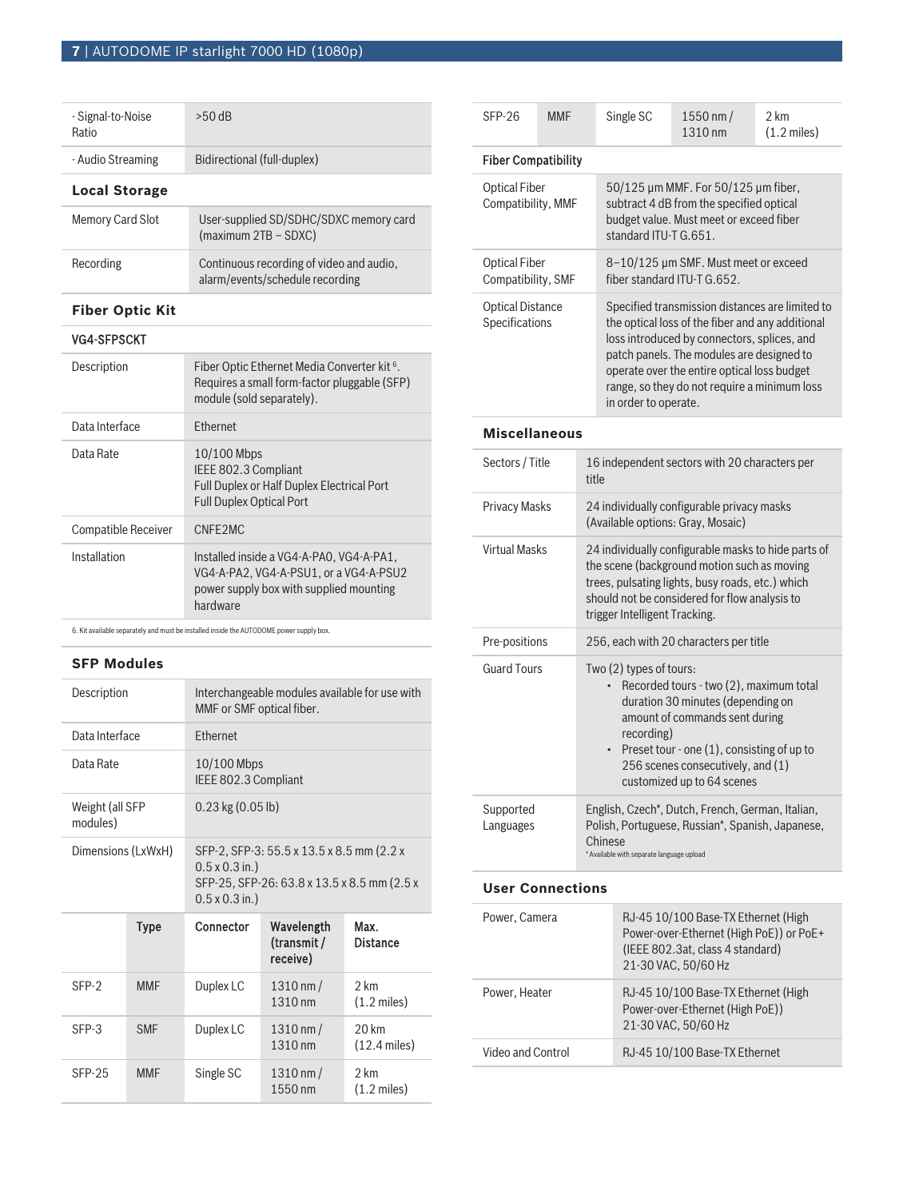| | |
|---|---|
| - Signal-to-Noise Ratio | >50 dB |
| - Audio Streaming | Bidirectional (full-duplex) |

### Local Storage

| | |
|---|---|
| Memory Card Slot | User-supplied SD/SDHC/SDXC memory card (maximum 2TB – SDXC) |
| Recording | Continuous recording of video and audio, alarm/events/schedule recording |

### Fiber Optic Kit

**VG4-SFPSCKT**

| | |
|---|---|
| Description | Fiber Optic Ethernet Media Converter kit [6]. Requires a small form-factor pluggable (SFP) module (sold separately). |
| Data Interface | Ethernet |
| Data Rate | 10/100 Mbps<br>IEEE 802.3 Compliant<br>Full Duplex or Half Duplex Electrical Port<br>Full Duplex Optical Port |
| Compatible Receiver | CNFE2MC |
| Installation | Installed inside a VG4-A-PA0, VG4-A-PA1, VG4-A-PA2, VG4-A-PSU1, or a VG4-A-PSU2 power supply box with supplied mounting hardware |

6. Kit available separately and must be installed inside the AUTODOME power supply box.

### SFP Modules

| | |
|---|---|
| Description | Interchangeable modules available for use with MMF or SMF optical fiber. |
| Data Interface | Ethernet |
| Data Rate | 10/100 Mbps<br>IEEE 802.3 Compliant |
| Weight (all SFP modules) | 0.23 kg (0.05 lb) |
| Dimensions (LxWxH) | SFP-2, SFP-3: 55.5 x 13.5 x 8.5 mm (2.2 x 0.5 x 0.3 in.)<br>SFP-25, SFP-26: 63.8 x 13.5 x 8.5 mm (2.5 x 0.5 x 0.3 in.) |

| | Type | Connector | Wavelength (transmit / receive) | Max. Distance |
|---|---|---|---|---|
| SFP-2 | MMF | Duplex LC | 1310 nm / 1310 nm | 2 km (1.2 miles) |
| SFP-3 | SMF | Duplex LC | 1310 nm / 1310 nm | 20 km (12.4 miles) |
| SFP-25 | MMF | Single SC | 1310 nm / 1550 nm | 2 km (1.2 miles) |
| SFP-26 | MMF | Single SC | 1550 nm / 1310 nm | 2 km (1.2 miles) |

**Fiber Compatibility**

| | |
|---|---|
| Optical Fiber Compatibility, MMF | 50/125 µm MMF. For 50/125 µm fiber, subtract 4 dB from the specified optical budget value. Must meet or exceed fiber standard ITU-T G.651. |
| Optical Fiber Compatibility, SMF | 8–10/125 µm SMF. Must meet or exceed fiber standard ITU-T G.652. |
| Optical Distance Specifications | Specified transmission distances are limited to the optical loss of the fiber and any additional loss introduced by connectors, splices, and patch panels. The modules are designed to operate over the entire optical loss budget range, so they do not require a minimum loss in order to operate. |

### Miscellaneous

| | |
|---|---|
| Sectors / Title | 16 independent sectors with 20 characters per title |
| Privacy Masks | 24 individually configurable privacy masks (Available options: Gray, Mosaic) |
| Virtual Masks | 24 individually configurable masks to hide parts of the scene (background motion such as moving trees, pulsating lights, busy roads, etc.) which should not be considered for flow analysis to trigger Intelligent Tracking. |
| Pre-positions | 256, each with 20 characters per title |
| Guard Tours | Two (2) types of tours:<br>• Recorded tours - two (2), maximum total duration 30 minutes (depending on amount of commands sent during recording)<br>• Preset tour - one (1), consisting of up to 256 scenes consecutively, and (1) customized up to 64 scenes |
| Supported Languages | English, Czech*, Dutch, French, German, Italian, Polish, Portuguese, Russian*, Spanish, Japanese, Chinese<br>* Available with separate language upload |

### User Connections

| | |
|---|---|
| Power, Camera | RJ-45 10/100 Base-TX Ethernet (High Power-over-Ethernet (High PoE)) or PoE+ (IEEE 802.3at, class 4 standard)<br>21-30 VAC, 50/60 Hz |
| Power, Heater | RJ-45 10/100 Base-TX Ethernet (High Power-over-Ethernet (High PoE))<br>21-30 VAC, 50/60 Hz |
| Video and Control | RJ-45 10/100 Base-TX Ethernet |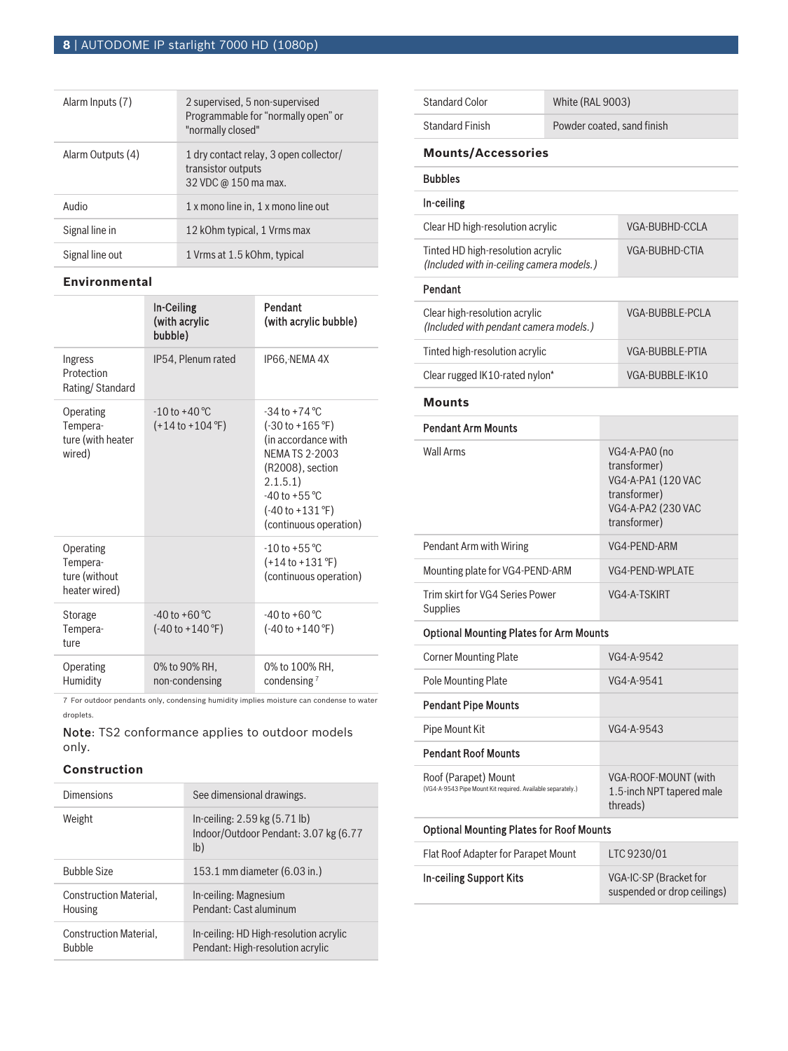| | |
|---|---|
| Alarm Inputs [7] | 2 supervised, 5 non-supervised<br>Programmable for "normally open" or "normally closed" |
| Alarm Outputs [4] | 1 dry contact relay, 3 open collector/ transistor outputs<br>32 VDC @ 150 ma max. |
| Audio | 1 x mono line in, 1 x mono line out |
| Signal line in | 12 kOhm typical, 1 Vrms max |
| Signal line out | 1 Vrms at 1.5 kOhm, typical |

### Environmental

| | In-Ceiling (with acrylic bubble) | Pendant (with acrylic bubble) |
|---|---|---|
| Ingress Protection Rating/ Standard | IP54, Plenum rated | IP66, NEMA 4X |
| Operating Temperature (with heater wired) | -10 to +40 °C (+14 to +104 °F) | -34 to +74 °C (-30 to +165 °F) (in accordance with NEMA TS 2-2003 (R2008), section 2.1.5.1)<br>-40 to +55 °C (-40 to +131 °F) (continuous operation) |
| Operating Temperature (without heater wired) | | -10 to +55 °C (+14 to +131 °F) (continuous operation) |
| Storage Temperature | -40 to +60 °C (-40 to +140 °F) | -40 to +60 °C (-40 to +140 °F) |
| Operating Humidity | 0% to 90% RH, non-condensing | 0% to 100% RH, condensing [7] |

7 For outdoor pendants only, condensing humidity implies moisture can condense to water droplets.

**Note**: TS2 conformance applies to outdoor models only.

### Construction

| | |
|---|---|
| Dimensions | See dimensional drawings. |
| Weight | In-ceiling: 2.59 kg (5.71 lb)<br>Indoor/Outdoor Pendant: 3.07 kg (6.77 lb) |
| Bubble Size | 153.1 mm diameter (6.03 in.) |
| Construction Material, Housing | In-ceiling: Magnesium<br>Pendant: Cast aluminum |
| Construction Material, Bubble | In-ceiling: HD High-resolution acrylic<br>Pendant: High-resolution acrylic |
| Standard Color | White (RAL 9003) |
| Standard Finish | Powder coated, sand finish |

### Mounts/Accessories

| **Bubbles** | |
|---|---|
| **In-ceiling** | |
| Clear HD high-resolution acrylic | VGA-BUBHD-CCLA |
| Tinted HD high-resolution acrylic<br>*(Included with in-ceiling camera models.)* | VGA-BUBHD-CTIA |
| **Pendant** | |
| Clear high-resolution acrylic<br>*(Included with pendant camera models.)* | VGA-BUBBLE-PCLA |
| Tinted high-resolution acrylic | VGA-BUBBLE-PTIA |
| Clear rugged IK10-rated nylon* | VGA-BUBBLE-IK10 |

### Mounts

| **Pendant Arm Mounts** | |
|---|---|
| Wall Arms | VG4-A-PA0 (no transformer)<br>VG4-A-PA1 (120 VAC transformer)<br>VG4-A-PA2 (230 VAC transformer) |
| Pendant Arm with Wiring | VG4-PEND-ARM |
| Mounting plate for VG4-PEND-ARM | VG4-PEND-WPLATE |
| Trim skirt for VG4 Series Power Supplies | VG4-A-TSKIRT |
| **Optional Mounting Plates for Arm Mounts** | |
| Corner Mounting Plate | VG4-A-9542 |
| Pole Mounting Plate | VG4-A-9541 |
| **Pendant Pipe Mounts** | |
| Pipe Mount Kit | VG4-A-9543 |
| **Pendant Roof Mounts** | |
| Roof (Parapet) Mount<br>(VG4-A-9543 Pipe Mount Kit required. Available separately.) | VGA-ROOF-MOUNT (with 1.5-inch NPT tapered male threads) |
| **Optional Mounting Plates for Roof Mounts** | |
| Flat Roof Adapter for Parapet Mount | LTC 9230/01 |
| **In-ceiling Support Kits** | VGA-IC-SP (Bracket for suspended or drop ceilings) |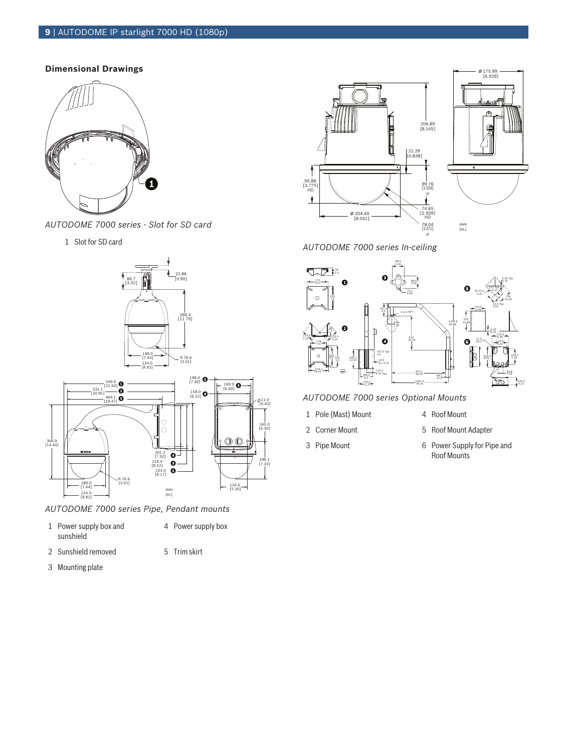## Dimensional Drawings

*AUTODOME 7000 series - Slot for SD card*

1 Slot for SD card

*AUTODOME 7000 series In-ceiling*

*AUTODOME 7000 series Optional Mounts*

1 Pole (Mast) Mount

2 Corner Mount

3 Pipe Mount

4 Roof Mount

5 Roof Mount Adapter

6 Power Supply for Pipe and Roof Mounts

*AUTODOME 7000 series Pipe, Pendant mounts*

1 Power supply box and sunshield

2 Sunshield removed

3 Mounting plate

4 Power supply box

5 Trim skirt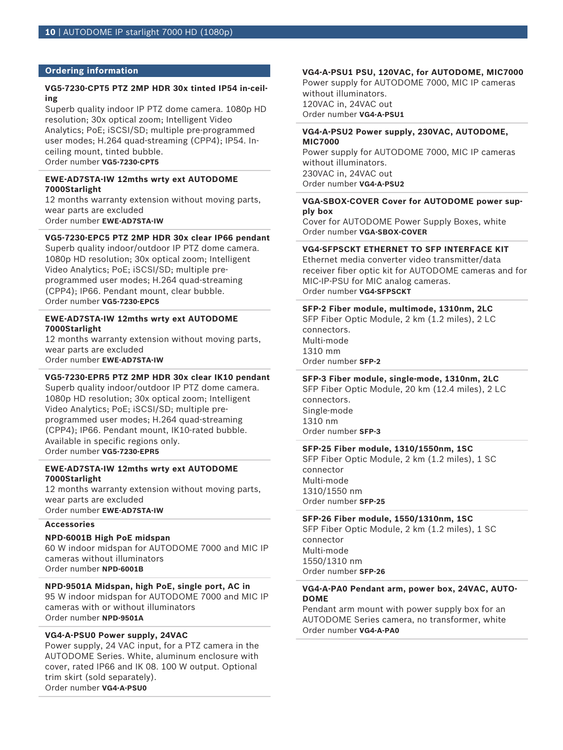## Ordering information

**VG5-7230-CPT5 PTZ 2MP HDR 30x tinted IP54 in-ceiling**

Superb quality indoor IP PTZ dome camera. 1080p HD resolution; 30x optical zoom; Intelligent Video Analytics; PoE; iSCSI/SD; multiple pre-programmed user modes; H.264 quad-streaming (CPP4); IP54. In-ceiling mount, tinted bubble.
Order number **VG5-7230-CPT5**

**EWE-AD7STA-IW 12mths wrty ext AUTODOME 7000Starlight**

12 months warranty extension without moving parts, wear parts are excluded
Order number **EWE-AD7STA-IW**

**VG5-7230-EPC5 PTZ 2MP HDR 30x clear IP66 pendant**

Superb quality indoor/outdoor IP PTZ dome camera. 1080p HD resolution; 30x optical zoom; Intelligent Video Analytics; PoE; iSCSI/SD; multiple pre-programmed user modes; H.264 quad-streaming (CPP4); IP66. Pendant mount, clear bubble.
Order number **VG5-7230-EPC5**

**EWE-AD7STA-IW 12mths wrty ext AUTODOME 7000Starlight**

12 months warranty extension without moving parts, wear parts are excluded
Order number **EWE-AD7STA-IW**

**VG5-7230-EPR5 PTZ 2MP HDR 30x clear IK10 pendant**

Superb quality indoor/outdoor IP PTZ dome camera. 1080p HD resolution; 30x optical zoom; Intelligent Video Analytics; PoE; iSCSI/SD; multiple pre-programmed user modes; H.264 quad-streaming (CPP4); IP66. Pendant mount, IK10-rated bubble. Available in specific regions only.
Order number **VG5-7230-EPR5**

**EWE-AD7STA-IW 12mths wrty ext AUTODOME 7000Starlight**

12 months warranty extension without moving parts, wear parts are excluded
Order number **EWE-AD7STA-IW**

### Accessories

**NPD-6001B High PoE midspan**

60 W indoor midspan for AUTODOME 7000 and MIC IP cameras without illuminators
Order number **NPD-6001B**

**NPD-9501A Midspan, high PoE, single port, AC in**

95 W indoor midspan for AUTODOME 7000 and MIC IP cameras with or without illuminators
Order number **NPD-9501A**

**VG4-A-PSU0 Power supply, 24VAC**

Power supply, 24 VAC input, for a PTZ camera in the AUTODOME Series. White, aluminum enclosure with cover, rated IP66 and IK 08. 100 W output. Optional trim skirt (sold separately).
Order number **VG4-A-PSU0**

**VG4-A-PSU1 PSU, 120VAC, for AUTODOME, MIC7000**

Power supply for AUTODOME 7000, MIC IP cameras without illuminators.
120VAC in, 24VAC out
Order number **VG4-A-PSU1**

**VG4-A-PSU2 Power supply, 230VAC, AUTODOME, MIC7000**

Power supply for AUTODOME 7000, MIC IP cameras without illuminators.
230VAC in, 24VAC out
Order number **VG4-A-PSU2**

**VGA-SBOX-COVER Cover for AUTODOME power supply box**

Cover for AUTODOME Power Supply Boxes, white
Order number **VGA-SBOX-COVER**

**VG4-SFPSCKT ETHERNET TO SFP INTERFACE KIT**

Ethernet media converter video transmitter/data receiver fiber optic kit for AUTODOME cameras and for MIC-IP-PSU for MIC analog cameras.
Order number **VG4-SFPSCKT**

**SFP-2 Fiber module, multimode, 1310nm, 2LC**

SFP Fiber Optic Module, 2 km (1.2 miles), 2 LC connectors.
Multi-mode
1310 mm
Order number **SFP-2**

**SFP-3 Fiber module, single-mode, 1310nm, 2LC**

SFP Fiber Optic Module, 20 km (12.4 miles), 2 LC connectors.
Single-mode
1310 nm
Order number **SFP-3**

**SFP-25 Fiber module, 1310/1550nm, 1SC**

SFP Fiber Optic Module, 2 km (1.2 miles), 1 SC connector
Multi-mode
1310/1550 nm
Order number **SFP-25**

**SFP-26 Fiber module, 1550/1310nm, 1SC**

SFP Fiber Optic Module, 2 km (1.2 miles), 1 SC connector
Multi-mode
1550/1310 nm
Order number **SFP-26**

**VG4-A-PA0 Pendant arm, power box, 24VAC, AUTODOME**

Pendant arm mount with power supply box for an AUTODOME Series camera, no transformer, white
Order number **VG4-A-PA0**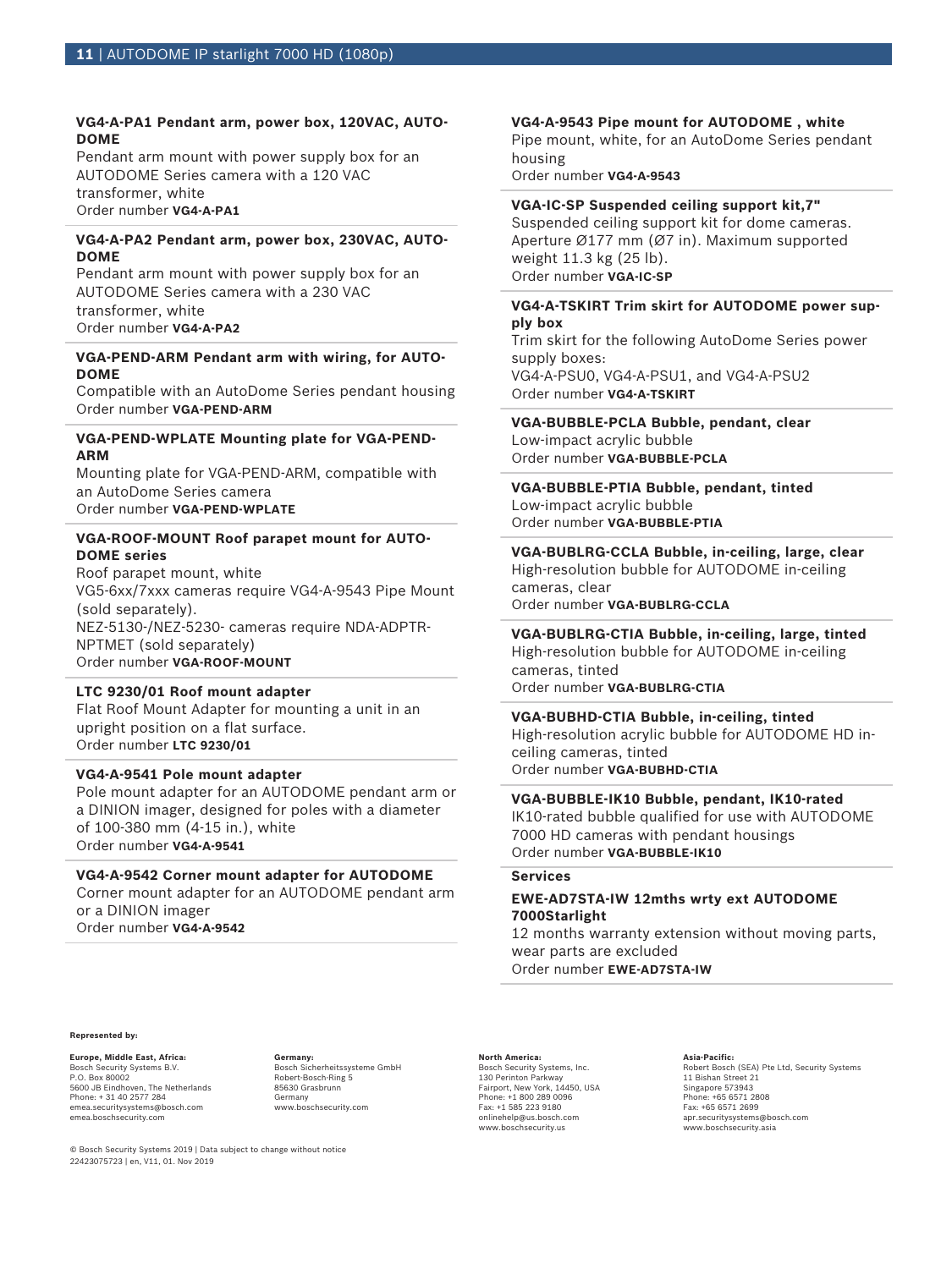**VG4-A-PA1 Pendant arm, power box, 120VAC, AUTODOME**

Pendant arm mount with power supply box for an AUTODOME Series camera with a 120 VAC transformer, white

Order number **VG4-A-PA1**

**VG4-A-PA2 Pendant arm, power box, 230VAC, AUTODOME**

Pendant arm mount with power supply box for an AUTODOME Series camera with a 230 VAC transformer, white

Order number **VG4-A-PA2**

**VGA-PEND-ARM Pendant arm with wiring, for AUTODOME**

Compatible with an AutoDome Series pendant housing

Order number **VGA-PEND-ARM**

**VGA-PEND-WPLATE Mounting plate for VGA-PEND-ARM**

Mounting plate for VGA-PEND-ARM, compatible with an AutoDome Series camera

Order number **VGA-PEND-WPLATE**

**VGA-ROOF-MOUNT Roof parapet mount for AUTODOME series**

Roof parapet mount, white

VG5-6xx/7xxx cameras require VG4-A-9543 Pipe Mount (sold separately).

NEZ-5130-/NEZ-5230- cameras require NDA-ADPTR-NPTMET (sold separately)

Order number **VGA-ROOF-MOUNT**

**LTC 9230/01 Roof mount adapter**

Flat Roof Mount Adapter for mounting a unit in an upright position on a flat surface.

Order number **LTC 9230/01**

**VG4-A-9541 Pole mount adapter**

Pole mount adapter for an AUTODOME pendant arm or a DINION imager, designed for poles with a diameter of 100-380 mm (4-15 in.), white

Order number **VG4-A-9541**

**VG4-A-9542 Corner mount adapter for AUTODOME**

Corner mount adapter for an AUTODOME pendant arm or a DINION imager

Order number **VG4-A-9542**

**VG4-A-9543 Pipe mount for AUTODOME , white**

Pipe mount, white, for an AutoDome Series pendant housing

Order number **VG4-A-9543**

**VGA-IC-SP Suspended ceiling support kit,7"**

Suspended ceiling support kit for dome cameras. Aperture Ø177 mm (Ø7 in). Maximum supported weight 11.3 kg (25 lb).

Order number **VGA-IC-SP**

**VG4-A-TSKIRT Trim skirt for AUTODOME power supply box**

Trim skirt for the following AutoDome Series power supply boxes:

VG4-A-PSU0, VG4-A-PSU1, and VG4-A-PSU2

Order number **VG4-A-TSKIRT**

**VGA-BUBBLE-PCLA Bubble, pendant, clear**

Low-impact acrylic bubble

Order number **VGA-BUBBLE-PCLA**

**VGA-BUBBLE-PTIA Bubble, pendant, tinted**

Low-impact acrylic bubble

Order number **VGA-BUBBLE-PTIA**

**VGA-BUBLRG-CCLA Bubble, in-ceiling, large, clear**

High-resolution bubble for AUTODOME in-ceiling cameras, clear

Order number **VGA-BUBLRG-CCLA**

**VGA-BUBLRG-CTIA Bubble, in-ceiling, large, tinted**

High-resolution bubble for AUTODOME in-ceiling cameras, tinted

Order number **VGA-BUBLRG-CTIA**

**VGA-BUBHD-CTIA Bubble, in-ceiling, tinted**

High-resolution acrylic bubble for AUTODOME HD in-ceiling cameras, tinted

Order number **VGA-BUBHD-CTIA**

**VGA-BUBBLE-IK10 Bubble, pendant, IK10-rated**

IK10-rated bubble qualified for use with AUTODOME 7000 HD cameras with pendant housings

Order number **VGA-BUBBLE-IK10**

## Services

**EWE-AD7STA-IW 12mths wrty ext AUTODOME 7000Starlight**

12 months warranty extension without moving parts, wear parts are excluded

Order number **EWE-AD7STA-IW**

**Represented by:**

**Europe, Middle East, Africa:**
Bosch Security Systems B.V.
P.O. Box 80002
5600 JB Eindhoven, The Netherlands
Phone: + 31 40 2577 284
emea.securitysystems@bosch.com
emea.boschsecurity.com

**Germany:**
Bosch Sicherheitssysteme GmbH
Robert-Bosch-Ring 5
85630 Grasbrunn
Germany
www.boschsecurity.com

**North America:**
Bosch Security Systems, Inc.
130 Perinton Parkway
Fairport, New York, 14450, USA
Phone: +1 800 289 0096
Fax: +1 585 223 9180
onlinehelp@us.bosch.com
www.boschsecurity.us

**Asia-Pacific:**
Robert Bosch (SEA) Pte Ltd, Security Systems
11 Bishan Street 21
Singapore 573943
Phone: +65 6571 2808
Fax: +65 6571 2699
apr.securitysystems@bosch.com
www.boschsecurity.asia

© Bosch Security Systems 2019 | Data subject to change without notice
22423075723 | en, V11, 01. Nov 2019